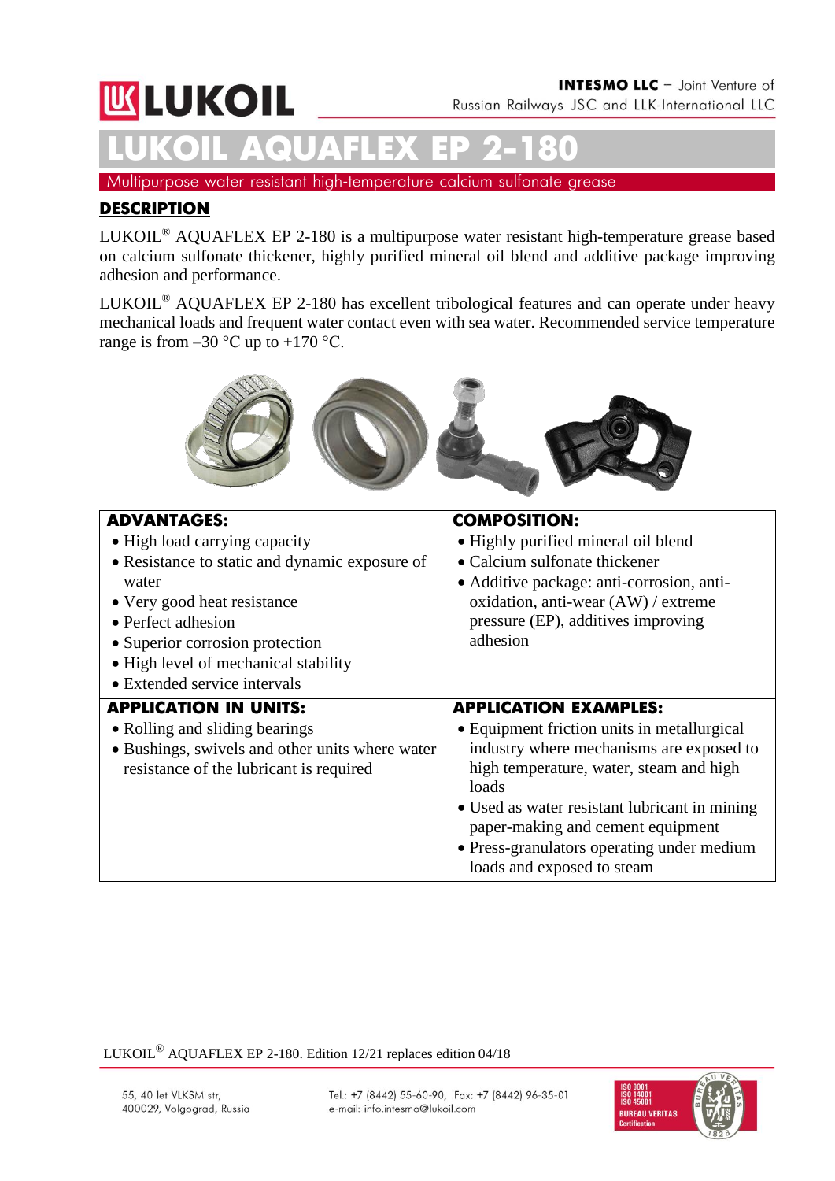# LUKOIL AQUAFLEX EP 2-180

Multipurpose water resistant high-temperature calcium sulfonate grease

## DESCRIPTION

LUKOIL® AQUAFLEX EP 2-180 is a multipurpose water resistant high-temperature grease based on calcium sulfonate thickener, highly purified mineral oil blend and additive package improving adhesion and performance.

LUKOIL® AQUAFLEX EP 2-180 has excellent tribological features and can operate under heavy mechanical loads and frequent water contact even with sea water. Recommended service temperature range is from –30 °C up to +170 °C.

| **ADVANTAGES:** | **COMPOSITION:** |
|---|---|
| • High load carrying capacity<br>• Resistance to static and dynamic exposure of water<br>• Very good heat resistance<br>• Perfect adhesion<br>• Superior corrosion protection<br>• High level of mechanical stability<br>• Extended service intervals | • Highly purified mineral oil blend<br>• Calcium sulfonate thickener<br>• Additive package: anti-corrosion, anti-oxidation, anti-wear (AW) / extreme pressure (EP), additives improving adhesion |
| **APPLICATION IN UNITS:** | **APPLICATION EXAMPLES:** |
| • Rolling and sliding bearings<br>• Bushings, swivels and other units where water resistance of the lubricant is required | • Equipment friction units in metallurgical industry where mechanisms are exposed to high temperature, water, steam and high loads<br>• Used as water resistant lubricant in mining paper-making and cement equipment<br>• Press-granulators operating under medium loads and exposed to steam |

LUKOIL® AQUAFLEX EP 2-180. Edition 12/21 replaces edition 04/18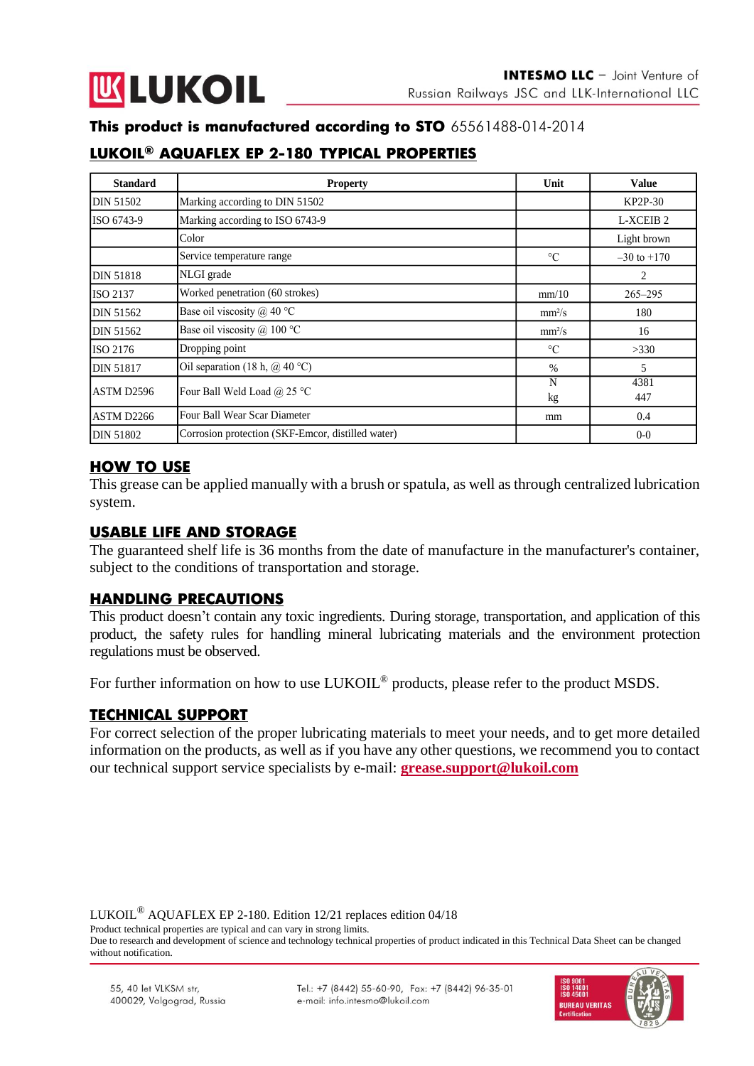**This product is manufactured according to STO** 65561488-014-2014

## LUKOIL® AQUAFLEX EP 2-180 TYPICAL PROPERTIES

| Standard | Property | Unit | Value |
|---|---|---|---|
| DIN 51502 | Marking according to DIN 51502 | | KP2P-30 |
| ISO 6743-9 | Marking according to ISO 6743-9 | | L-XCEIB 2 |
| | Color | | Light brown |
| | Service temperature range | °C | –30 to +170 |
| DIN 51818 | NLGI grade | | 2 |
| ISO 2137 | Worked penetration (60 strokes) | mm/10 | 265–295 |
| DIN 51562 | Base oil viscosity @ 40 °C | $mm^2/s$ | 180 |
| DIN 51562 | Base oil viscosity @ 100 °C | $mm^2/s$ | 16 |
| ISO 2176 | Dropping point | °C | >330 |
| DIN 51817 | Oil separation (18 h, @ 40 °C) | % | 5 |
| ASTM D2596 | Four Ball Weld Load @ 25 °C | N<br>kg | 4381<br>447 |
| ASTM D2266 | Four Ball Wear Scar Diameter | mm | 0.4 |
| DIN 51802 | Corrosion protection (SKF-Emcor, distilled water) | | 0-0 |

## HOW TO USE

This grease can be applied manually with a brush or spatula, as well as through centralized lubrication system.

## USABLE LIFE AND STORAGE

The guaranteed shelf life is 36 months from the date of manufacture in the manufacturer's container, subject to the conditions of transportation and storage.

## HANDLING PRECAUTIONS

This product doesn't contain any toxic ingredients. During storage, transportation, and application of this product, the safety rules for handling mineral lubricating materials and the environment protection regulations must be observed.

For further information on how to use LUKOIL® products, please refer to the product MSDS.

## TECHNICAL SUPPORT

For correct selection of the proper lubricating materials to meet your needs, and to get more detailed information on the products, as well as if you have any other questions, we recommend you to contact our technical support service specialists by e-mail: **grease.support@lukoil.com**

LUKOIL® AQUAFLEX EP 2-180. Edition 12/21 replaces edition 04/18

Product technical properties are typical and can vary in strong limits.
Due to research and development of science and technology technical properties of product indicated in this Technical Data Sheet can be changed without notification.